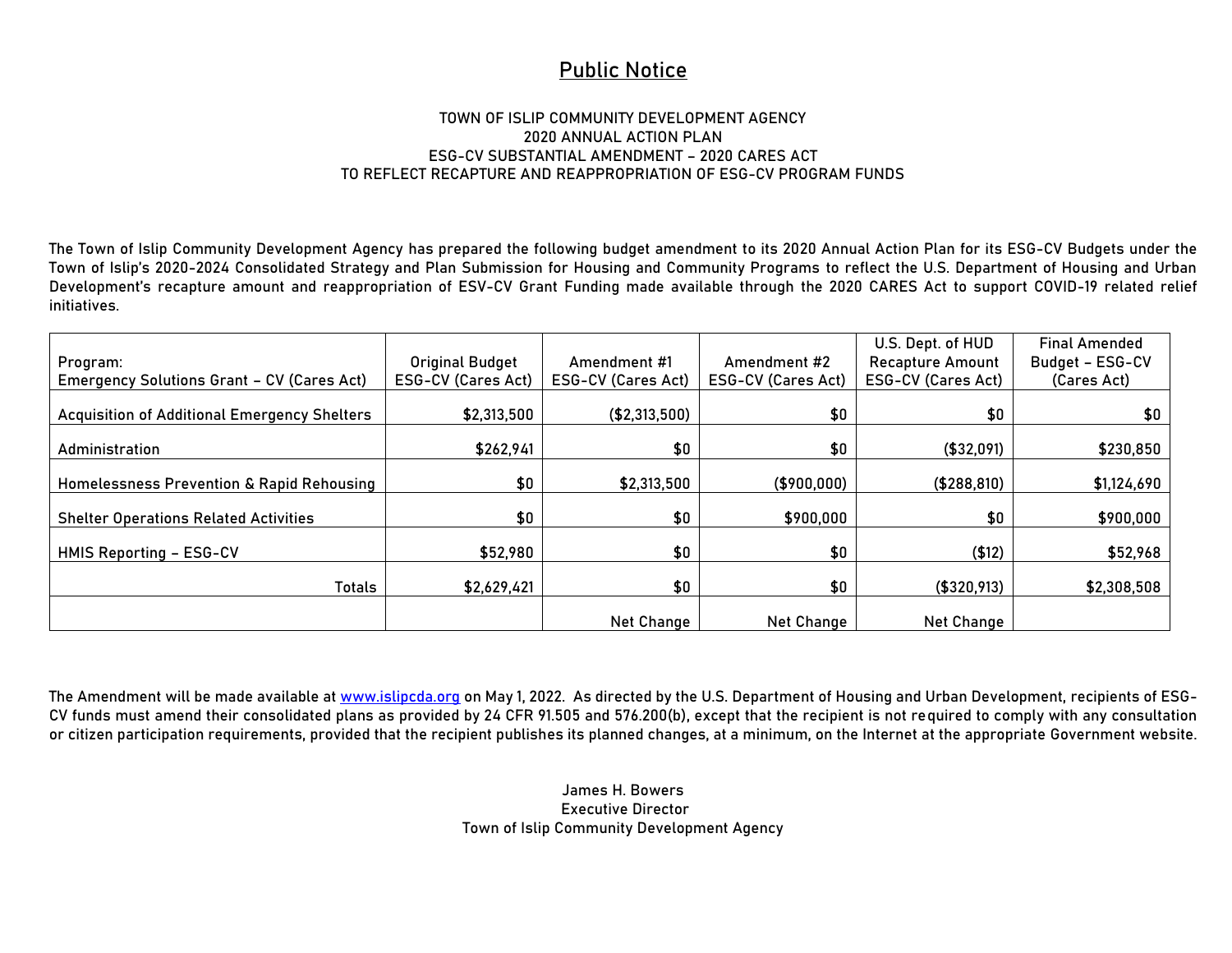# Public Notice

TOWN OF ISLIP COMMUNITY DEVELOPMENT AGENCY
2020 ANNUAL ACTION PLAN
ESG-CV SUBSTANTIAL AMENDMENT – 2020 CARES ACT
TO REFLECT RECAPTURE AND REAPPROPRIATION OF ESG-CV PROGRAM FUNDS

The Town of Islip Community Development Agency has prepared the following budget amendment to its 2020 Annual Action Plan for its ESG-CV Budgets under the Town of Islip's 2020-2024 Consolidated Strategy and Plan Submission for Housing and Community Programs to reflect the U.S. Department of Housing and Urban Development's recapture amount and reappropriation of ESV-CV Grant Funding made available through the 2020 CARES Act to support COVID-19 related relief initiatives.

| Program: Emergency Solutions Grant – CV (Cares Act) | Original Budget ESG-CV (Cares Act) | Amendment #1 ESG-CV (Cares Act) | Amendment #2 ESG-CV (Cares Act) | U.S. Dept. of HUD Recapture Amount ESG-CV (Cares Act) | Final Amended Budget – ESG-CV (Cares Act) |
|---|---|---|---|---|---|
| Acquisition of Additional Emergency Shelters | $2,313,500 | ($2,313,500) | $0 | $0 | $0 |
| Administration | $262,941 | $0 | $0 | ($32,091) | $230,850 |
| Homelessness Prevention & Rapid Rehousing | $0 | $2,313,500 | ($900,000) | ($288,810) | $1,124,690 |
| Shelter Operations Related Activities | $0 | $0 | $900,000 | $0 | $900,000 |
| HMIS Reporting – ESG-CV | $52,980 | $0 | $0 | ($12) | $52,968 |
| Totals | $2,629,421 | $0 | $0 | ($320,913) | $2,308,508 |
| | | Net Change | Net Change | Net Change | |

The Amendment will be made available at [www.islipcda.org](http://www.islipcda.org) on May 1, 2022. As directed by the U.S. Department of Housing and Urban Development, recipients of ESG-CV funds must amend their consolidated plans as provided by 24 CFR 91.505 and 576.200(b), except that the recipient is not required to comply with any consultation or citizen participation requirements, provided that the recipient publishes its planned changes, at a minimum, on the Internet at the appropriate Government website.

James H. Bowers
Executive Director
Town of Islip Community Development Agency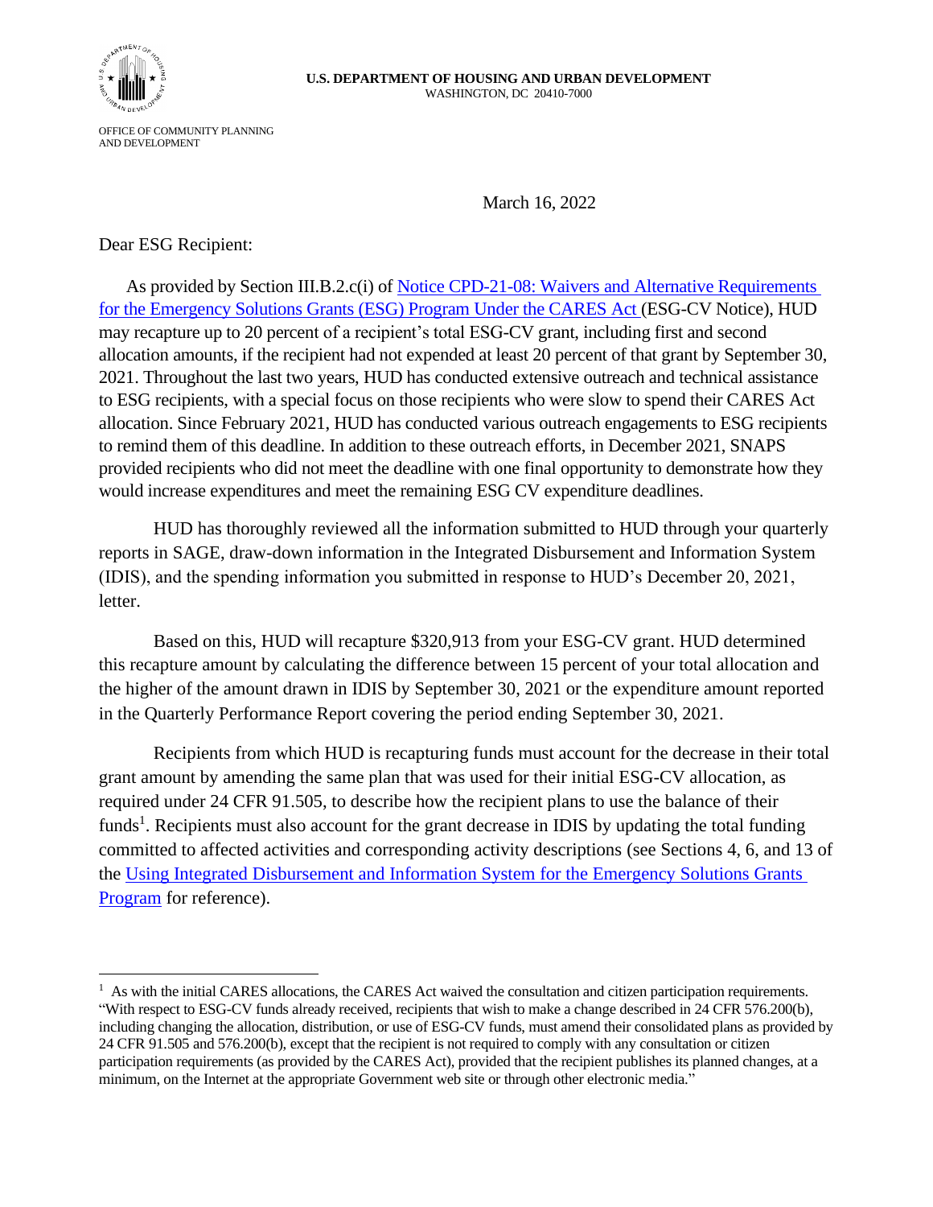U.S. DEPARTMENT OF HOUSING AND URBAN DEVELOPMENT
WASHINGTON, DC 20410-7000

OFFICE OF COMMUNITY PLANNING
AND DEVELOPMENT

March 16, 2022

Dear ESG Recipient:

As provided by Section III.B.2.c(i) of [Notice CPD-21-08: Waivers and Alternative Requirements for the Emergency Solutions Grants (ESG) Program Under the CARES Act](#) (ESG-CV Notice), HUD may recapture up to 20 percent of a recipient's total ESG-CV grant, including first and second allocation amounts, if the recipient had not expended at least 20 percent of that grant by September 30, 2021. Throughout the last two years, HUD has conducted extensive outreach and technical assistance to ESG recipients, with a special focus on those recipients who were slow to spend their CARES Act allocation. Since February 2021, HUD has conducted various outreach engagements to ESG recipients to remind them of this deadline. In addition to these outreach efforts, in December 2021, SNAPS provided recipients who did not meet the deadline with one final opportunity to demonstrate how they would increase expenditures and meet the remaining ESG CV expenditure deadlines.

HUD has thoroughly reviewed all the information submitted to HUD through your quarterly reports in SAGE, draw-down information in the Integrated Disbursement and Information System (IDIS), and the spending information you submitted in response to HUD's December 20, 2021, letter.

Based on this, HUD will recapture $320,913 from your ESG-CV grant. HUD determined this recapture amount by calculating the difference between 15 percent of your total allocation and the higher of the amount drawn in IDIS by September 30, 2021 or the expenditure amount reported in the Quarterly Performance Report covering the period ending September 30, 2021.

Recipients from which HUD is recapturing funds must account for the decrease in their total grant amount by amending the same plan that was used for their initial ESG-CV allocation, as required under 24 CFR 91.505, to describe how the recipient plans to use the balance of their funds[1]. Recipients must also account for the grant decrease in IDIS by updating the total funding committed to affected activities and corresponding activity descriptions (see Sections 4, 6, and 13 of the [Using Integrated Disbursement and Information System for the Emergency Solutions Grants Program](#) for reference).

---

[1] As with the initial CARES allocations, the CARES Act waived the consultation and citizen participation requirements. "With respect to ESG-CV funds already received, recipients that wish to make a change described in 24 CFR 576.200(b), including changing the allocation, distribution, or use of ESG-CV funds, must amend their consolidated plans as provided by 24 CFR 91.505 and 576.200(b), except that the recipient is not required to comply with any consultation or citizen participation requirements (as provided by the CARES Act), provided that the recipient publishes its planned changes, at a minimum, on the Internet at the appropriate Government web site or through other electronic media."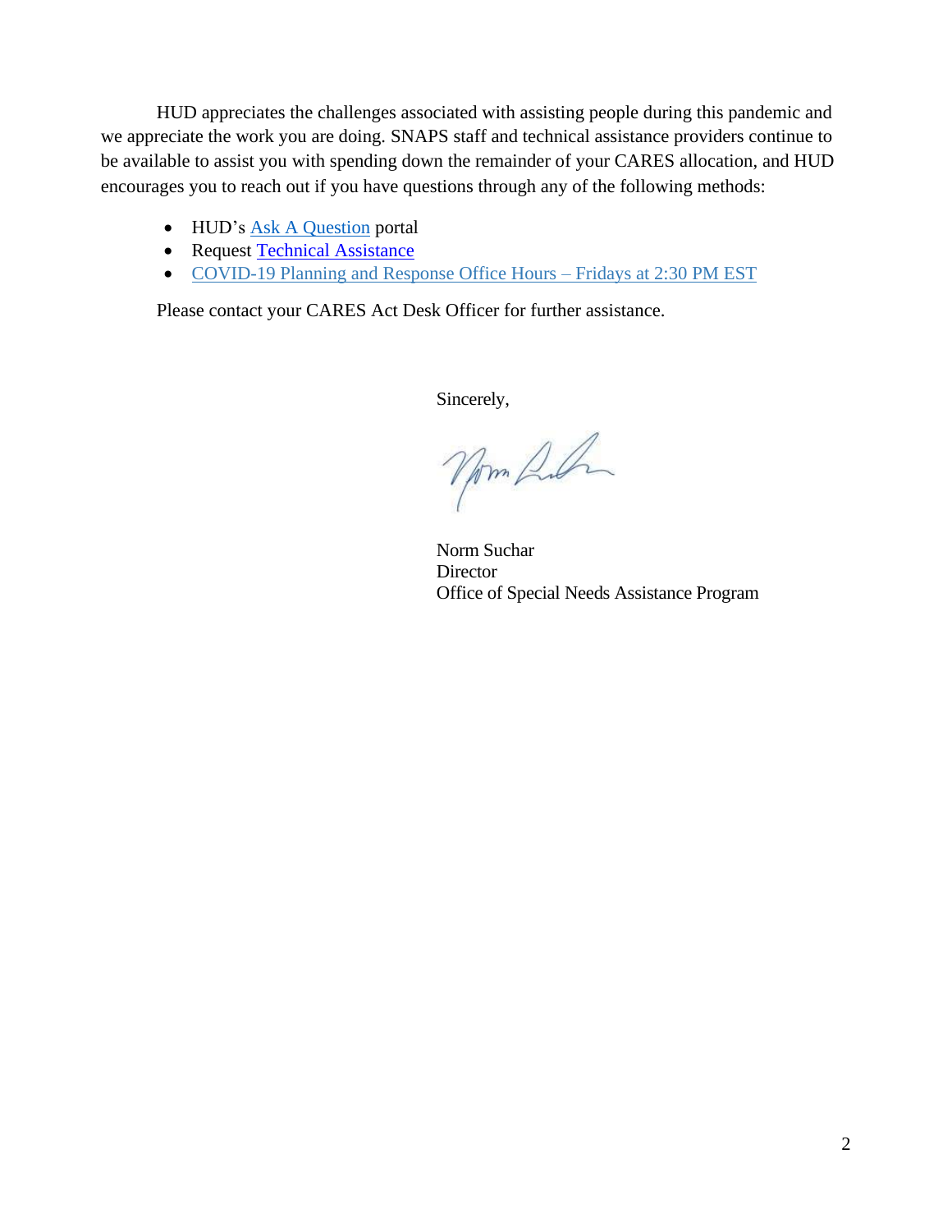HUD appreciates the challenges associated with assisting people during this pandemic and we appreciate the work you are doing. SNAPS staff and technical assistance providers continue to be available to assist you with spending down the remainder of your CARES allocation, and HUD encourages you to reach out if you have questions through any of the following methods:

- HUD's Ask A Question portal
- Request Technical Assistance
- COVID-19 Planning and Response Office Hours – Fridays at 2:30 PM EST

Please contact your CARES Act Desk Officer for further assistance.

Sincerely,

Norm Suchar
Director
Office of Special Needs Assistance Program